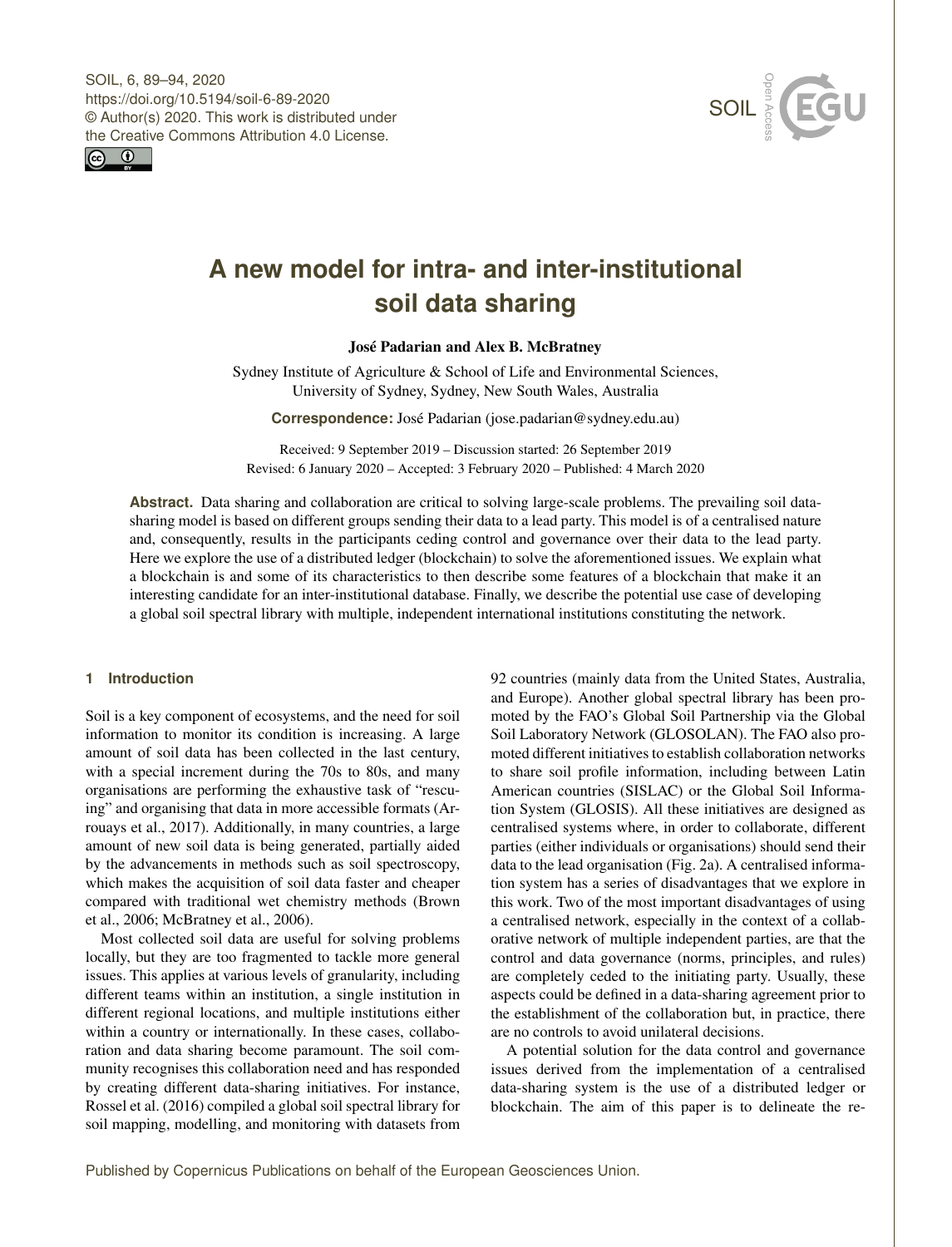# A new model for intra- and inter-institutional soil data sharing

**José Padarian and Alex B. McBratney**

Sydney Institute of Agriculture & School of Life and Environmental Sciences, University of Sydney, Sydney, New South Wales, Australia

**Correspondence:** José Padarian (jose.padarian@sydney.edu.au)

Received: 9 September 2019 – Discussion started: 26 September 2019
Revised: 6 January 2020 – Accepted: 3 February 2020 – Published: 4 March 2020

**Abstract.** Data sharing and collaboration are critical to solving large-scale problems. The prevailing soil data-sharing model is based on different groups sending their data to a lead party. This model is of a centralised nature and, consequently, results in the participants ceding control and governance over their data to the lead party. Here we explore the use of a distributed ledger (blockchain) to solve the aforementioned issues. We explain what a blockchain is and some of its characteristics to then describe some features of a blockchain that make it an interesting candidate for an inter-institutional database. Finally, we describe the potential use case of developing a global soil spectral library with multiple, independent international institutions constituting the network.

## 1 Introduction

Soil is a key component of ecosystems, and the need for soil information to monitor its condition is increasing. A large amount of soil data has been collected in the last century, with a special increment during the 70s to 80s, and many organisations are performing the exhaustive task of "rescuing" and organising that data in more accessible formats (Arrouays et al., 2017). Additionally, in many countries, a large amount of new soil data is being generated, partially aided by the advancements in methods such as soil spectroscopy, which makes the acquisition of soil data faster and cheaper compared with traditional wet chemistry methods (Brown et al., 2006; McBratney et al., 2006).

Most collected soil data are useful for solving problems locally, but they are too fragmented to tackle more general issues. This applies at various levels of granularity, including different teams within an institution, a single institution in different regional locations, and multiple institutions either within a country or internationally. In these cases, collaboration and data sharing become paramount. The soil community recognises this collaboration need and has responded by creating different data-sharing initiatives. For instance, Rossel et al. (2016) compiled a global soil spectral library for soil mapping, modelling, and monitoring with datasets from 92 countries (mainly data from the United States, Australia, and Europe). Another global spectral library has been promoted by the FAO's Global Soil Partnership via the Global Soil Laboratory Network (GLOSOLAN). The FAO also promoted different initiatives to establish collaboration networks to share soil profile information, including between Latin American countries (SISLAC) or the Global Soil Information System (GLOSIS). All these initiatives are designed as centralised systems where, in order to collaborate, different parties (either individuals or organisations) should send their data to the lead organisation (Fig. 2a). A centralised information system has a series of disadvantages that we explore in this work. Two of the most important disadvantages of using a centralised network, especially in the context of a collaborative network of multiple independent parties, are that the control and data governance (norms, principles, and rules) are completely ceded to the initiating party. Usually, these aspects could be defined in a data-sharing agreement prior to the establishment of the collaboration but, in practice, there are no controls to avoid unilateral decisions.

A potential solution for the data control and governance issues derived from the implementation of a centralised data-sharing system is the use of a distributed ledger or blockchain. The aim of this paper is to delineate the re-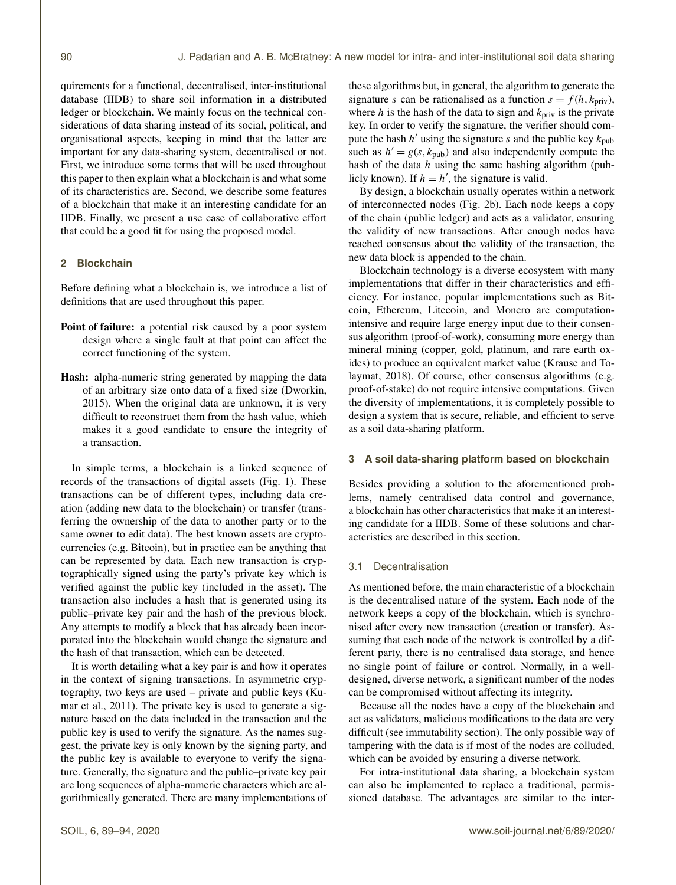quirements for a functional, decentralised, inter-institutional database (IIDB) to share soil information in a distributed ledger or blockchain. We mainly focus on the technical considerations of data sharing instead of its social, political, and organisational aspects, keeping in mind that the latter are important for any data-sharing system, decentralised or not. First, we introduce some terms that will be used throughout this paper to then explain what a blockchain is and what some of its characteristics are. Second, we describe some features of a blockchain that make it an interesting candidate for an IIDB. Finally, we present a use case of collaborative effort that could be a good fit for using the proposed model.

## 2 Blockchain

Before defining what a blockchain is, we introduce a list of definitions that are used throughout this paper.

**Point of failure:** a potential risk caused by a poor system design where a single fault at that point can affect the correct functioning of the system.

**Hash:** alpha-numeric string generated by mapping the data of an arbitrary size onto data of a fixed size (Dworkin, 2015). When the original data are unknown, it is very difficult to reconstruct them from the hash value, which makes it a good candidate to ensure the integrity of a transaction.

In simple terms, a blockchain is a linked sequence of records of the transactions of digital assets (Fig. 1). These transactions can be of different types, including data creation (adding new data to the blockchain) or transfer (transferring the ownership of the data to another party or to the same owner to edit data). The best known assets are cryptocurrencies (e.g. Bitcoin), but in practice can be anything that can be represented by data. Each new transaction is cryptographically signed using the party's private key which is verified against the public key (included in the asset). The transaction also includes a hash that is generated using its public–private key pair and the hash of the previous block. Any attempts to modify a block that has already been incorporated into the blockchain would change the signature and the hash of that transaction, which can be detected.

It is worth detailing what a key pair is and how it operates in the context of signing transactions. In asymmetric cryptography, two keys are used – private and public keys (Kumar et al., 2011). The private key is used to generate a signature based on the data included in the transaction and the public key is used to verify the signature. As the names suggest, the private key is only known by the signing party, and the public key is available to everyone to verify the signature. Generally, the signature and the public–private key pair are long sequences of alpha-numeric characters which are algorithmically generated. There are many implementations of these algorithms but, in general, the algorithm to generate the signature $s$ can be rationalised as a function $s = f(h, k_{\text{priv}})$, where $h$ is the hash of the data to sign and $k_{\text{priv}}$ is the private key. In order to verify the signature, the verifier should compute the hash $h'$ using the signature $s$ and the public key $k_{\text{pub}}$ such as $h' = g(s, k_{\text{pub}})$ and also independently compute the hash of the data $h$ using the same hashing algorithm (publicly known). If $h = h'$, the signature is valid.

By design, a blockchain usually operates within a network of interconnected nodes (Fig. 2b). Each node keeps a copy of the chain (public ledger) and acts as a validator, ensuring the validity of new transactions. After enough nodes have reached consensus about the validity of the transaction, the new data block is appended to the chain.

Blockchain technology is a diverse ecosystem with many implementations that differ in their characteristics and efficiency. For instance, popular implementations such as Bitcoin, Ethereum, Litecoin, and Monero are computation-intensive and require large energy input due to their consensus algorithm (proof-of-work), consuming more energy than mineral mining (copper, gold, platinum, and rare earth oxides) to produce an equivalent market value (Krause and Tolaymat, 2018). Of course, other consensus algorithms (e.g. proof-of-stake) do not require intensive computations. Given the diversity of implementations, it is completely possible to design a system that is secure, reliable, and efficient to serve as a soil data-sharing platform.

## 3 A soil data-sharing platform based on blockchain

Besides providing a solution to the aforementioned problems, namely centralised data control and governance, a blockchain has other characteristics that make it an interesting candidate for a IIDB. Some of these solutions and characteristics are described in this section.

### 3.1 Decentralisation

As mentioned before, the main characteristic of a blockchain is the decentralised nature of the system. Each node of the network keeps a copy of the blockchain, which is synchronised after every new transaction (creation or transfer). Assuming that each node of the network is controlled by a different party, there is no centralised data storage, and hence no single point of failure or control. Normally, in a well-designed, diverse network, a significant number of the nodes can be compromised without affecting its integrity.

Because all the nodes have a copy of the blockchain and act as validators, malicious modifications to the data are very difficult (see immutability section). The only possible way of tampering with the data is if most of the nodes are colluded, which can be avoided by ensuring a diverse network.

For intra-institutional data sharing, a blockchain system can also be implemented to replace a traditional, permissioned database. The advantages are similar to the inter-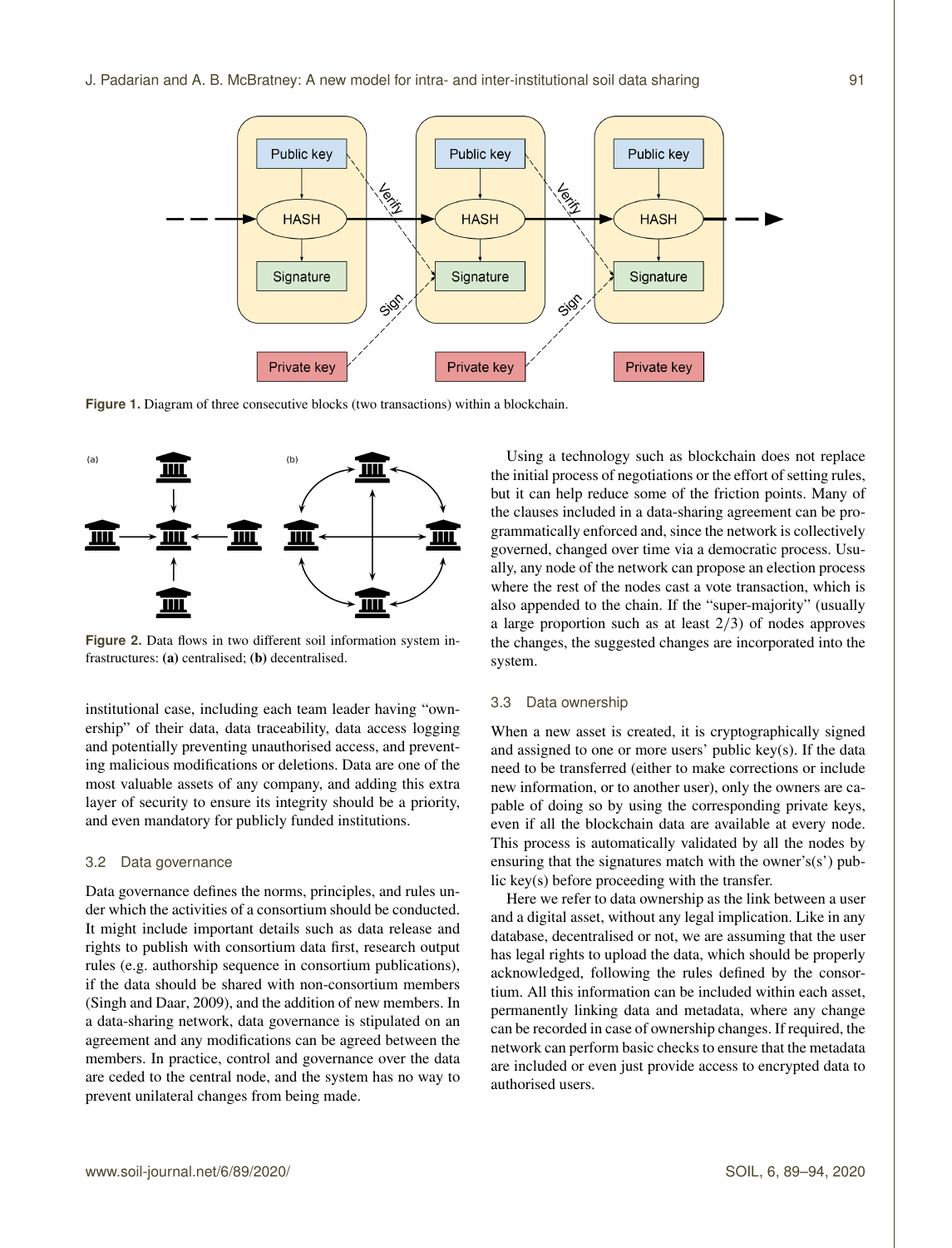Figure 1. Diagram of three consecutive blocks (two transactions) within a blockchain.

Figure 2. Data flows in two different soil information system infrastructures: **(a)** centralised; **(b)** decentralised.

institutional case, including each team leader having "ownership" of their data, data traceability, data access logging and potentially preventing unauthorised access, and preventing malicious modifications or deletions. Data are one of the most valuable assets of any company, and adding this extra layer of security to ensure its integrity should be a priority, and even mandatory for publicly funded institutions.

### 3.2 Data governance

Data governance defines the norms, principles, and rules under which the activities of a consortium should be conducted. It might include important details such as data release and rights to publish with consortium data first, research output rules (e.g. authorship sequence in consortium publications), if the data should be shared with non-consortium members (Singh and Daar, 2009), and the addition of new members. In a data-sharing network, data governance is stipulated on an agreement and any modifications can be agreed between the members. In practice, control and governance over the data are ceded to the central node, and the system has no way to prevent unilateral changes from being made.

Using a technology such as blockchain does not replace the initial process of negotiations or the effort of setting rules, but it can help reduce some of the friction points. Many of the clauses included in a data-sharing agreement can be programmatically enforced and, since the network is collectively governed, changed over time via a democratic process. Usually, any node of the network can propose an election process where the rest of the nodes cast a vote transaction, which is also appended to the chain. If the "super-majority" (usually a large proportion such as at least $2/3$) of nodes approves the changes, the suggested changes are incorporated into the system.

### 3.3 Data ownership

When a new asset is created, it is cryptographically signed and assigned to one or more users' public key(s). If the data need to be transferred (either to make corrections or include new information, or to another user), only the owners are capable of doing so by using the corresponding private keys, even if all the blockchain data are available at every node. This process is automatically validated by all the nodes by ensuring that the signatures match with the owner's(s') public key(s) before proceeding with the transfer.

Here we refer to data ownership as the link between a user and a digital asset, without any legal implication. Like in any database, decentralised or not, we are assuming that the user has legal rights to upload the data, which should be properly acknowledged, following the rules defined by the consortium. All this information can be included within each asset, permanently linking data and metadata, where any change can be recorded in case of ownership changes. If required, the network can perform basic checks to ensure that the metadata are included or even just provide access to encrypted data to authorised users.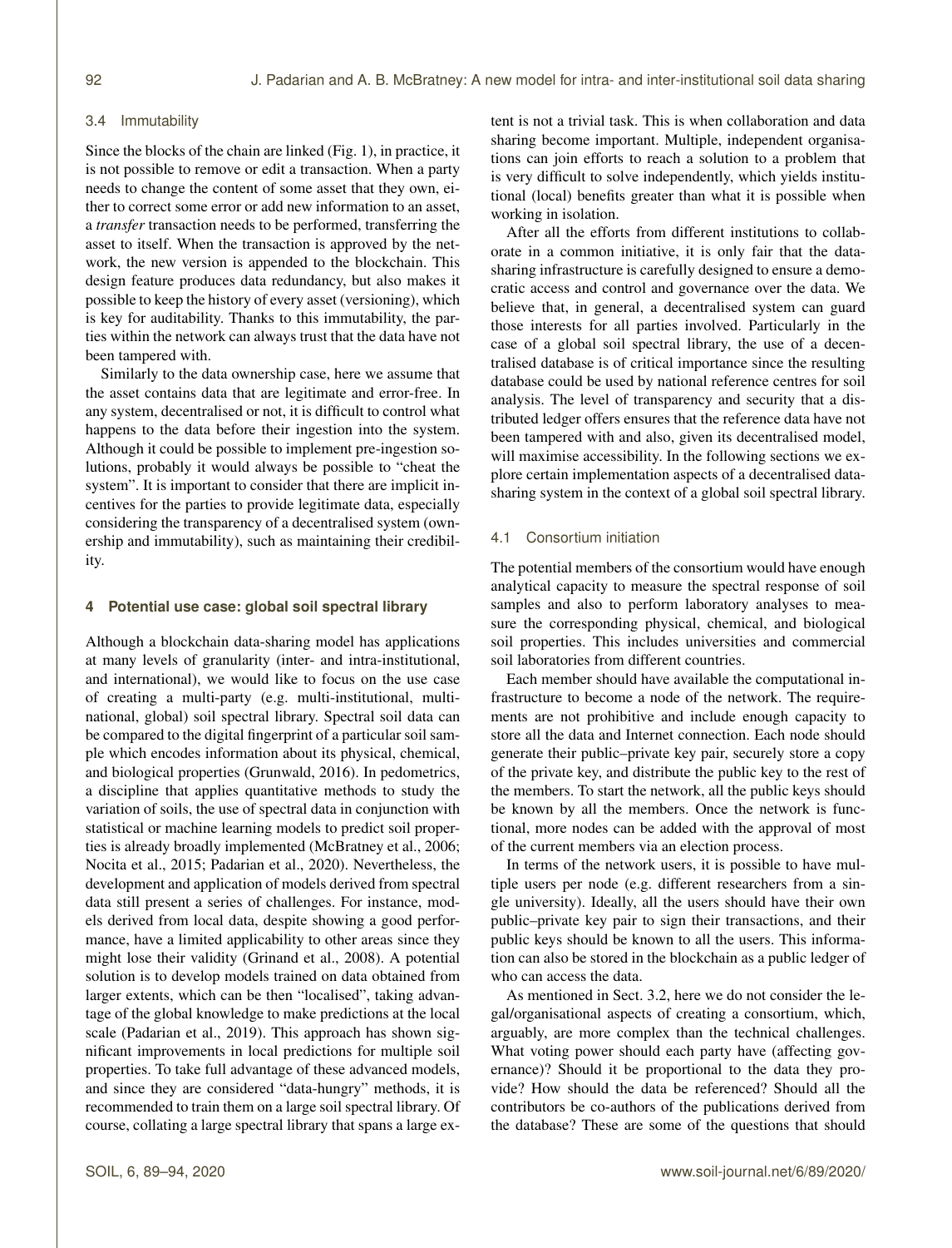### 3.4 Immutability

Since the blocks of the chain are linked (Fig. 1), in practice, it is not possible to remove or edit a transaction. When a party needs to change the content of some asset that they own, either to correct some error or add new information to an asset, a *transfer* transaction needs to be performed, transferring the asset to itself. When the transaction is approved by the network, the new version is appended to the blockchain. This design feature produces data redundancy, but also makes it possible to keep the history of every asset (versioning), which is key for auditability. Thanks to this immutability, the parties within the network can always trust that the data have not been tampered with.

Similarly to the data ownership case, here we assume that the asset contains data that are legitimate and error-free. In any system, decentralised or not, it is difficult to control what happens to the data before their ingestion into the system. Although it could be possible to implement pre-ingestion solutions, probably it would always be possible to "cheat the system". It is important to consider that there are implicit incentives for the parties to provide legitimate data, especially considering the transparency of a decentralised system (ownership and immutability), such as maintaining their credibility.

## 4 Potential use case: global soil spectral library

Although a blockchain data-sharing model has applications at many levels of granularity (inter- and intra-institutional, and international), we would like to focus on the use case of creating a multi-party (e.g. multi-institutional, multinational, global) soil spectral library. Spectral soil data can be compared to the digital fingerprint of a particular soil sample which encodes information about its physical, chemical, and biological properties (Grunwald, 2016). In pedometrics, a discipline that applies quantitative methods to study the variation of soils, the use of spectral data in conjunction with statistical or machine learning models to predict soil properties is already broadly implemented (McBratney et al., 2006; Nocita et al., 2015; Padarian et al., 2020). Nevertheless, the development and application of models derived from spectral data still present a series of challenges. For instance, models derived from local data, despite showing a good performance, have a limited applicability to other areas since they might lose their validity (Grinand et al., 2008). A potential solution is to develop models trained on data obtained from larger extents, which can be then "localised", taking advantage of the global knowledge to make predictions at the local scale (Padarian et al., 2019). This approach has shown significant improvements in local predictions for multiple soil properties. To take full advantage of these advanced models, and since they are considered "data-hungry" methods, it is recommended to train them on a large soil spectral library. Of course, collating a large spectral library that spans a large extent is not a trivial task. This is when collaboration and data sharing become important. Multiple, independent organisations can join efforts to reach a solution to a problem that is very difficult to solve independently, which yields institutional (local) benefits greater than what it is possible when working in isolation.

After all the efforts from different institutions to collaborate in a common initiative, it is only fair that the data-sharing infrastructure is carefully designed to ensure a democratic access and control and governance over the data. We believe that, in general, a decentralised system can guard those interests for all parties involved. Particularly in the case of a global soil spectral library, the use of a decentralised database is of critical importance since the resulting database could be used by national reference centres for soil analysis. The level of transparency and security that a distributed ledger offers ensures that the reference data have not been tampered with and also, given its decentralised model, will maximise accessibility. In the following sections we explore certain implementation aspects of a decentralised data-sharing system in the context of a global soil spectral library.

### 4.1 Consortium initiation

The potential members of the consortium would have enough analytical capacity to measure the spectral response of soil samples and also to perform laboratory analyses to measure the corresponding physical, chemical, and biological soil properties. This includes universities and commercial soil laboratories from different countries.

Each member should have available the computational infrastructure to become a node of the network. The requirements are not prohibitive and include enough capacity to store all the data and Internet connection. Each node should generate their public–private key pair, securely store a copy of the private key, and distribute the public key to the rest of the members. To start the network, all the public keys should be known by all the members. Once the network is functional, more nodes can be added with the approval of most of the current members via an election process.

In terms of the network users, it is possible to have multiple users per node (e.g. different researchers from a single university). Ideally, all the users should have their own public–private key pair to sign their transactions, and their public keys should be known to all the users. This information can also be stored in the blockchain as a public ledger of who can access the data.

As mentioned in Sect. 3.2, here we do not consider the legal/organisational aspects of creating a consortium, which, arguably, are more complex than the technical challenges. What voting power should each party have (affecting governance)? Should it be proportional to the data they provide? How should the data be referenced? Should all the contributors be co-authors of the publications derived from the database? These are some of the questions that should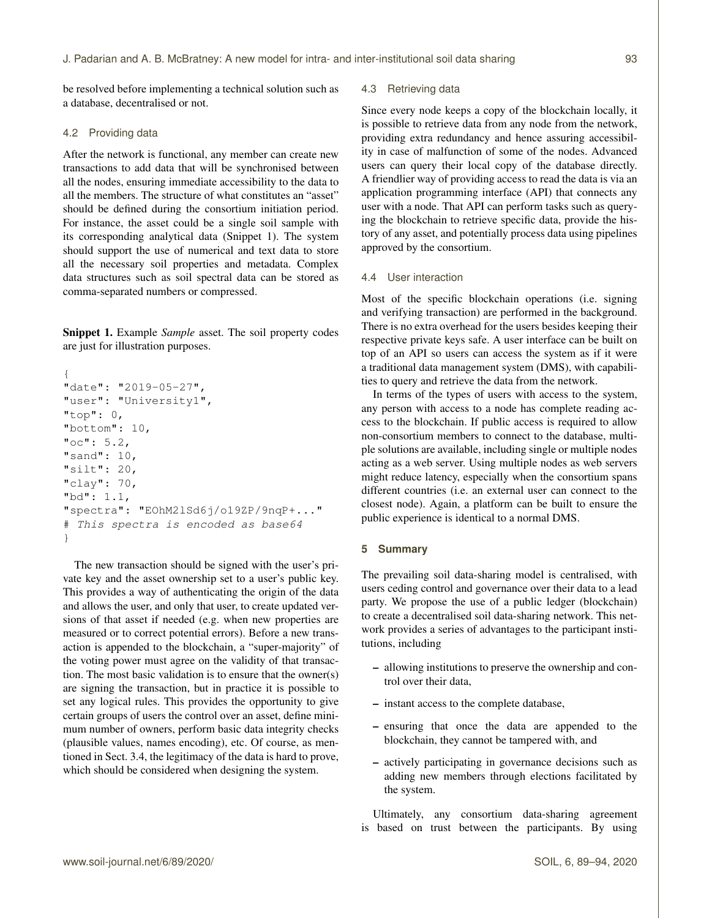be resolved before implementing a technical solution such as a database, decentralised or not.

### 4.2 Providing data

After the network is functional, any member can create new transactions to add data that will be synchronised between all the nodes, ensuring immediate accessibility to the data to all the members. The structure of what constitutes an "asset" should be defined during the consortium initiation period. For instance, the asset could be a single soil sample with its corresponding analytical data (Snippet 1). The system should support the use of numerical and text data to store all the necessary soil properties and metadata. Complex data structures such as soil spectral data can be stored as comma-separated numbers or compressed.

**Snippet 1.** Example *Sample* asset. The soil property codes are just for illustration purposes.

```
{
"date": "2019-05-27",
"user": "University1",
"top": 0,
"bottom": 10,
"oc": 5.2,
"sand": 10,
"silt": 20,
"clay": 70,
"bd": 1.1,
"spectra": "EOhM2lSd6j/o19ZP/9nqP+..."
# This spectra is encoded as base64
}
```

The new transaction should be signed with the user's private key and the asset ownership set to a user's public key. This provides a way of authenticating the origin of the data and allows the user, and only that user, to create updated versions of that asset if needed (e.g. when new properties are measured or to correct potential errors). Before a new transaction is appended to the blockchain, a "super-majority" of the voting power must agree on the validity of that transaction. The most basic validation is to ensure that the owner(s) are signing the transaction, but in practice it is possible to set any logical rules. This provides the opportunity to give certain groups of users the control over an asset, define minimum number of owners, perform basic data integrity checks (plausible values, names encoding), etc. Of course, as mentioned in Sect. 3.4, the legitimacy of the data is hard to prove, which should be considered when designing the system.

### 4.3 Retrieving data

Since every node keeps a copy of the blockchain locally, it is possible to retrieve data from any node from the network, providing extra redundancy and hence assuring accessibility in case of malfunction of some of the nodes. Advanced users can query their local copy of the database directly. A friendlier way of providing access to read the data is via an application programming interface (API) that connects any user with a node. That API can perform tasks such as querying the blockchain to retrieve specific data, provide the history of any asset, and potentially process data using pipelines approved by the consortium.

### 4.4 User interaction

Most of the specific blockchain operations (i.e. signing and verifying transaction) are performed in the background. There is no extra overhead for the users besides keeping their respective private keys safe. A user interface can be built on top of an API so users can access the system as if it were a traditional data management system (DMS), with capabilities to query and retrieve the data from the network.

In terms of the types of users with access to the system, any person with access to a node has complete reading access to the blockchain. If public access is required to allow non-consortium members to connect to the database, multiple solutions are available, including single or multiple nodes acting as a web server. Using multiple nodes as web servers might reduce latency, especially when the consortium spans different countries (i.e. an external user can connect to the closest node). Again, a platform can be built to ensure the public experience is identical to a normal DMS.

## 5 Summary

The prevailing soil data-sharing model is centralised, with users ceding control and governance over their data to a lead party. We propose the use of a public ledger (blockchain) to create a decentralised soil data-sharing network. This network provides a series of advantages to the participant institutions, including

- allowing institutions to preserve the ownership and control over their data,
- instant access to the complete database,
- ensuring that once the data are appended to the blockchain, they cannot be tampered with, and
- actively participating in governance decisions such as adding new members through elections facilitated by the system.

Ultimately, any consortium data-sharing agreement is based on trust between the participants. By using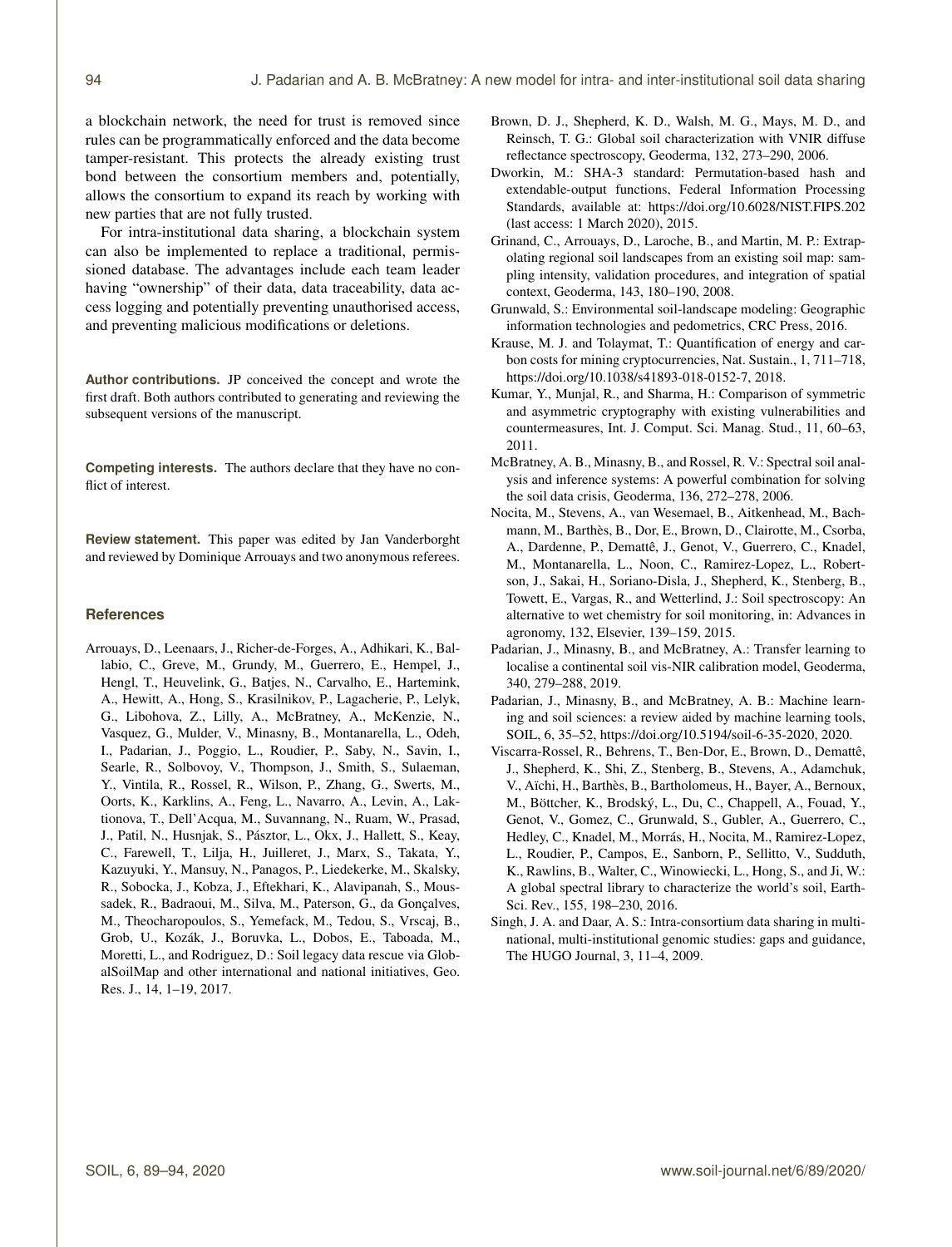a blockchain network, the need for trust is removed since rules can be programmatically enforced and the data become tamper-resistant. This protects the already existing trust bond between the consortium members and, potentially, allows the consortium to expand its reach by working with new parties that are not fully trusted.

For intra-institutional data sharing, a blockchain system can also be implemented to replace a traditional, permissioned database. The advantages include each team leader having "ownership" of their data, data traceability, data access logging and potentially preventing unauthorised access, and preventing malicious modifications or deletions.

**Author contributions.** JP conceived the concept and wrote the first draft. Both authors contributed to generating and reviewing the subsequent versions of the manuscript.

**Competing interests.** The authors declare that they have no conflict of interest.

**Review statement.** This paper was edited by Jan Vanderborght and reviewed by Dominique Arrouays and two anonymous referees.

## References

Arrouays, D., Leenaars, J., Richer-de-Forges, A., Adhikari, K., Ballabio, C., Greve, M., Grundy, M., Guerrero, E., Hempel, J., Hengl, T., Heuvelink, G., Batjes, N., Carvalho, E., Hartemink, A., Hewitt, A., Hong, S., Krasilnikov, P., Lagacherie, P., Lelyk, G., Libohova, Z., Lilly, A., McBratney, A., McKenzie, N., Vasquez, G., Mulder, V., Minasny, B., Montanarella, L., Odeh, I., Padarian, J., Poggio, L., Roudier, P., Saby, N., Savin, I., Searle, R., Solbovoy, V., Thompson, J., Smith, S., Sulaeman, Y., Vintila, R., Rossel, R., Wilson, P., Zhang, G., Swerts, M., Oorts, K., Karklins, A., Feng, L., Navarro, A., Levin, A., Laktionova, T., Dell'Acqua, M., Suvannang, N., Ruam, W., Prasad, J., Patil, N., Husnjak, S., Pásztor, L., Okx, J., Hallett, S., Keay, C., Farewell, T., Lilja, H., Juilleret, J., Marx, S., Takata, Y., Kazuyuki, Y., Mansuy, N., Panagos, P., Liedekerke, M., Skalsky, R., Sobocka, J., Kobza, J., Eftekhari, K., Alavipanah, S., Moussadek, R., Badraoui, M., Silva, M., Paterson, G., da Gonçalves, M., Theocharopoulos, S., Yemefack, M., Tedou, S., Vrscaj, B., Grob, U., Kozák, J., Boruvka, L., Dobos, E., Taboada, M., Moretti, L., and Rodriguez, D.: Soil legacy data rescue via GlobalSoilMap and other international and national initiatives, Geo. Res. J., 14, 1–19, 2017.

Brown, D. J., Shepherd, K. D., Walsh, M. G., Mays, M. D., and Reinsch, T. G.: Global soil characterization with VNIR diffuse reflectance spectroscopy, Geoderma, 132, 273–290, 2006.

Dworkin, M.: SHA-3 standard: Permutation-based hash and extendable-output functions, Federal Information Processing Standards, available at: https://doi.org/10.6028/NIST.FIPS.202 (last access: 1 March 2020), 2015.

Grinand, C., Arrouays, D., Laroche, B., and Martin, M. P.: Extrapolating regional soil landscapes from an existing soil map: sampling intensity, validation procedures, and integration of spatial context, Geoderma, 143, 180–190, 2008.

Grunwald, S.: Environmental soil-landscape modeling: Geographic information technologies and pedometrics, CRC Press, 2016.

Krause, M. J. and Tolaymat, T.: Quantification of energy and carbon costs for mining cryptocurrencies, Nat. Sustain., 1, 711–718, https://doi.org/10.1038/s41893-018-0152-7, 2018.

Kumar, Y., Munjal, R., and Sharma, H.: Comparison of symmetric and asymmetric cryptography with existing vulnerabilities and countermeasures, Int. J. Comput. Sci. Manag. Stud., 11, 60–63, 2011.

McBratney, A. B., Minasny, B., and Rossel, R. V.: Spectral soil analysis and inference systems: A powerful combination for solving the soil data crisis, Geoderma, 136, 272–278, 2006.

Nocita, M., Stevens, A., van Wesemael, B., Aitkenhead, M., Bachmann, M., Barthès, B., Dor, E., Brown, D., Clairotte, M., Csorba, A., Dardenne, P., Demattê, J., Genot, V., Guerrero, C., Knadel, M., Montanarella, L., Noon, C., Ramirez-Lopez, L., Robertson, J., Sakai, H., Soriano-Disla, J., Shepherd, K., Stenberg, B., Towett, E., Vargas, R., and Wetterlind, J.: Soil spectroscopy: An alternative to wet chemistry for soil monitoring, in: Advances in agronomy, 132, Elsevier, 139–159, 2015.

Padarian, J., Minasny, B., and McBratney, A.: Transfer learning to localise a continental soil vis-NIR calibration model, Geoderma, 340, 279–288, 2019.

Padarian, J., Minasny, B., and McBratney, A. B.: Machine learning and soil sciences: a review aided by machine learning tools, SOIL, 6, 35–52, https://doi.org/10.5194/soil-6-35-2020, 2020.

Viscarra-Rossel, R., Behrens, T., Ben-Dor, E., Brown, D., Demattê, J., Shepherd, K., Shi, Z., Stenberg, B., Stevens, A., Adamchuk, V., Aïchi, H., Barthès, B., Bartholomeus, H., Bayer, A., Bernoux, M., Böttcher, K., Brodský, L., Du, C., Chappell, A., Fouad, Y., Genot, V., Gomez, C., Grunwald, S., Gubler, A., Guerrero, C., Hedley, C., Knadel, M., Morrás, H., Nocita, M., Ramirez-Lopez, L., Roudier, P., Campos, E., Sanborn, P., Sellitto, V., Sudduth, K., Rawlins, B., Walter, C., Winowiecki, L., Hong, S., and Ji, W.: A global spectral library to characterize the world's soil, Earth-Sci. Rev., 155, 198–230, 2016.

Singh, J. A. and Daar, A. S.: Intra-consortium data sharing in multinational, multi-institutional genomic studies: gaps and guidance, The HUGO Journal, 3, 11–4, 2009.